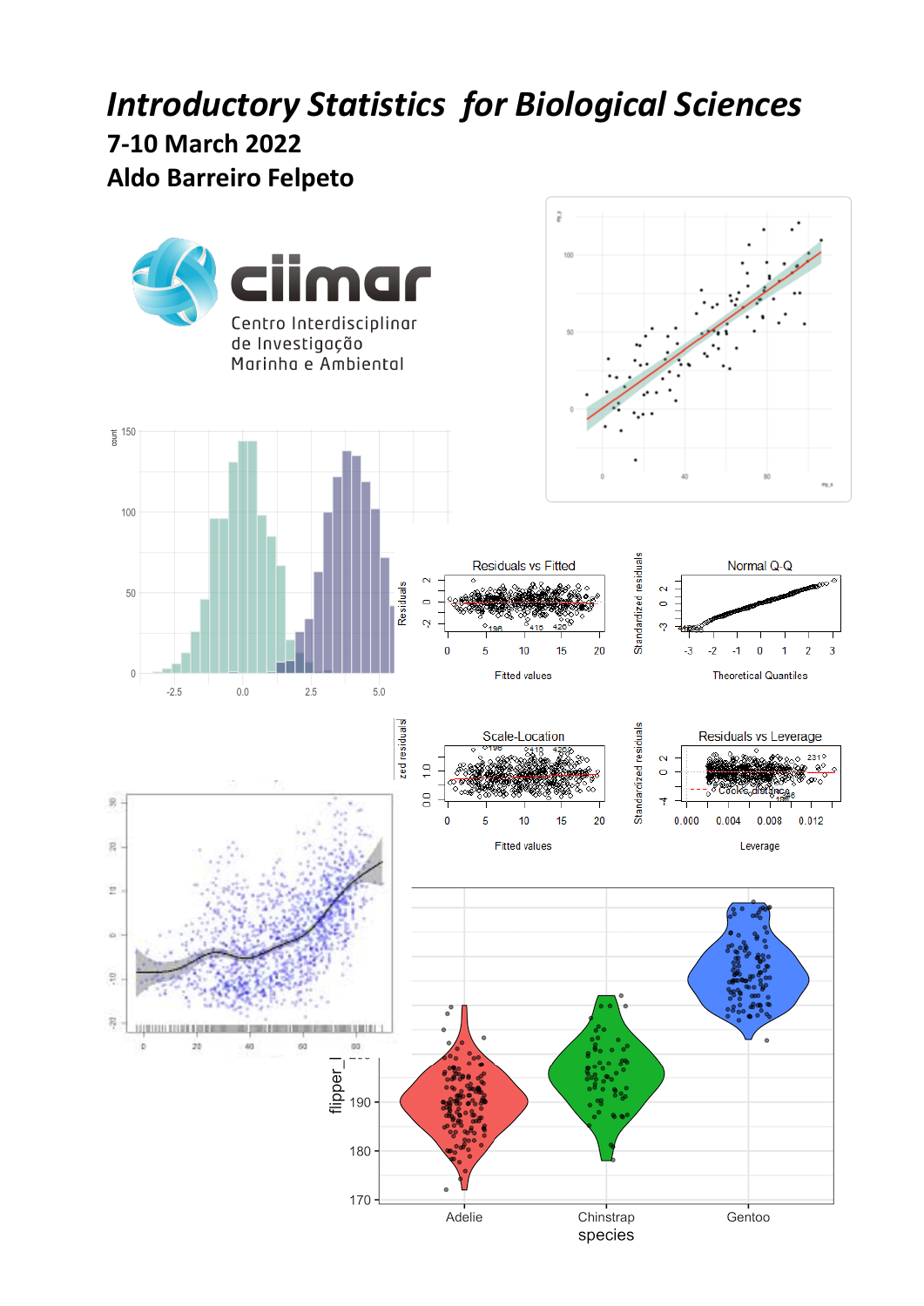# *Introductory Statistics for Biological Sciences*

## 7-10 March 2022

## Aldo Barreiro Felpeto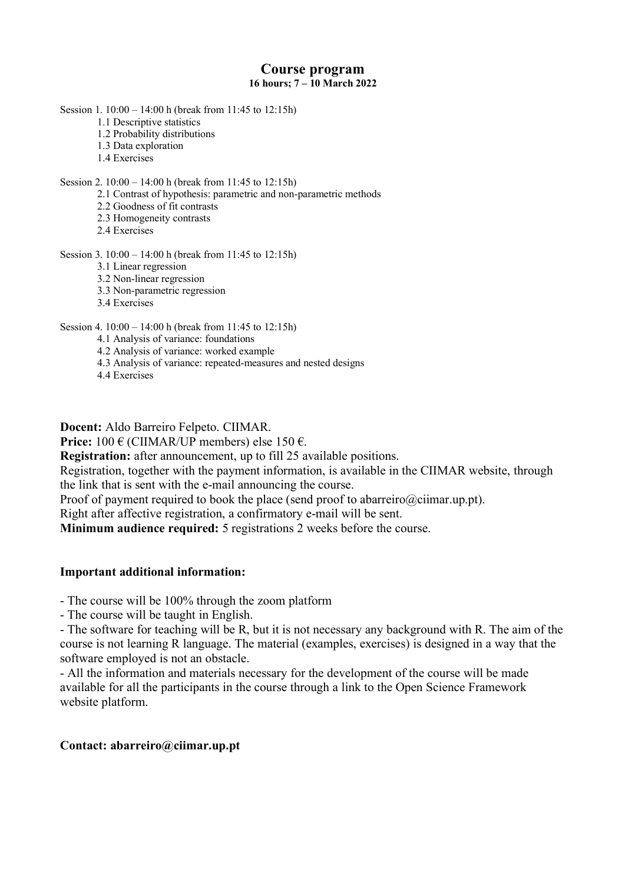# Course program

**16 hours; 7 – 10 March 2022**

Session 1. 10:00 – 14:00 h (break from 11:45 to 12:15h)

- 1.1 Descriptive statistics
- 1.2 Probability distributions
- 1.3 Data exploration
- 1.4 Exercises

Session 2. 10:00 – 14:00 h (break from 11:45 to 12:15h)

- 2.1 Contrast of hypothesis: parametric and non-parametric methods
- 2.2 Goodness of fit contrasts
- 2.3 Homogeneity contrasts
- 2.4 Exercises

Session 3. 10:00 – 14:00 h (break from 11:45 to 12:15h)

- 3.1 Linear regression
- 3.2 Non-linear regression
- 3.3 Non-parametric regression
- 3.4 Exercises

Session 4. 10:00 – 14:00 h (break from 11:45 to 12:15h)

- 4.1 Analysis of variance: foundations
- 4.2 Analysis of variance: worked example
- 4.3 Analysis of variance: repeated-measures and nested designs
- 4.4 Exercises

**Docent:** Aldo Barreiro Felpeto. CIIMAR.
**Price:** 100 € (CIIMAR/UP members) else 150 €.
**Registration:** after announcement, up to fill 25 available positions.
Registration, together with the payment information, is available in the CIIMAR website, through the link that is sent with the e-mail announcing the course.
Proof of payment required to book the place (send proof to abarreiro@ciimar.up.pt).
Right after affective registration, a confirmatory e-mail will be sent.
**Minimum audience required:** 5 registrations 2 weeks before the course.

**Important additional information:**

- The course will be 100% through the zoom platform
- The course will be taught in English.
- The software for teaching will be R, but it is not necessary any background with R. The aim of the course is not learning R language. The material (examples, exercises) is designed in a way that the software employed is not an obstacle.
- All the information and materials necessary for the development of the course will be made available for all the participants in the course through a link to the Open Science Framework website platform.

**Contact: abarreiro@ciimar.up.pt**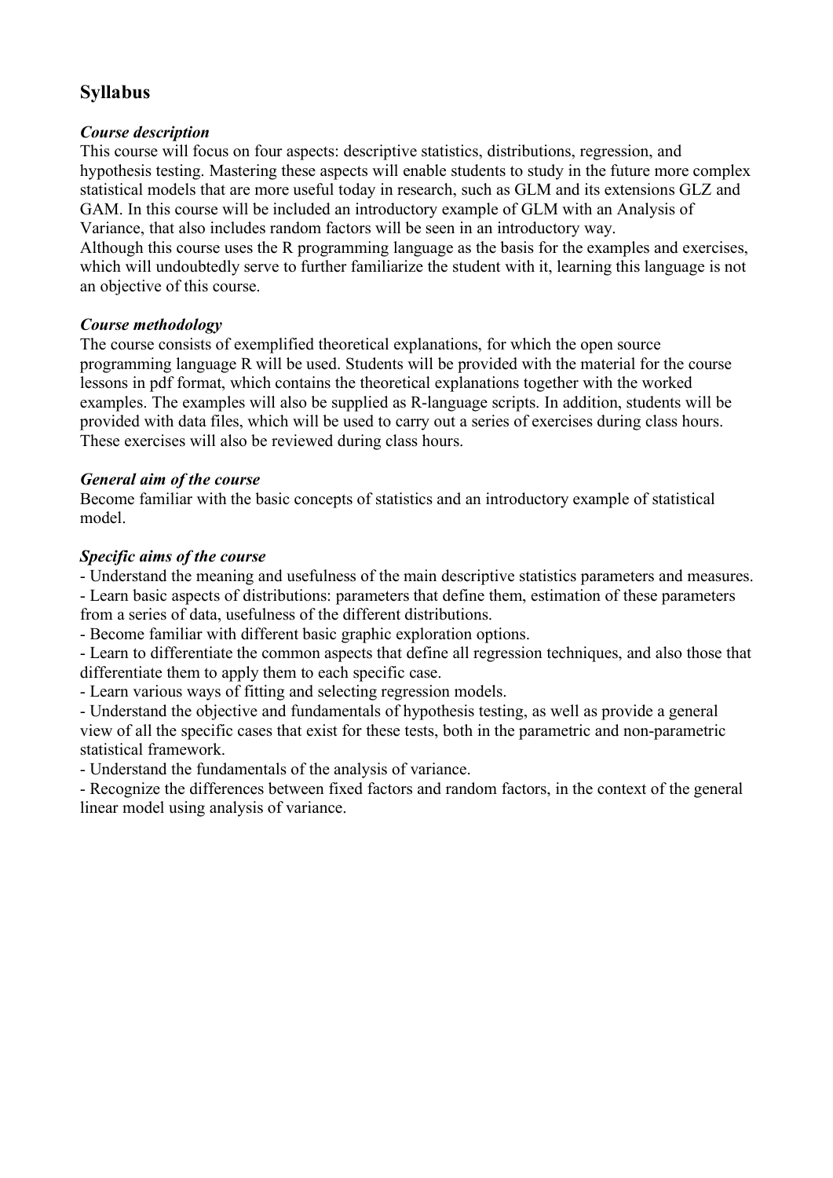## Syllabus

### *Course description*

This course will focus on four aspects: descriptive statistics, distributions, regression, and hypothesis testing. Mastering these aspects will enable students to study in the future more complex statistical models that are more useful today in research, such as GLM and its extensions GLZ and GAM. In this course will be included an introductory example of GLM with an Analysis of Variance, that also includes random factors will be seen in an introductory way.

Although this course uses the R programming language as the basis for the examples and exercises, which will undoubtedly serve to further familiarize the student with it, learning this language is not an objective of this course.

### *Course methodology*

The course consists of exemplified theoretical explanations, for which the open source programming language R will be used. Students will be provided with the material for the course lessons in pdf format, which contains the theoretical explanations together with the worked examples. The examples will also be supplied as R-language scripts. In addition, students will be provided with data files, which will be used to carry out a series of exercises during class hours. These exercises will also be reviewed during class hours.

### *General aim of the course*

Become familiar with the basic concepts of statistics and an introductory example of statistical model.

### *Specific aims of the course*

- Understand the meaning and usefulness of the main descriptive statistics parameters and measures.
- Learn basic aspects of distributions: parameters that define them, estimation of these parameters from a series of data, usefulness of the different distributions.
- Become familiar with different basic graphic exploration options.
- Learn to differentiate the common aspects that define all regression techniques, and also those that differentiate them to apply them to each specific case.
- Learn various ways of fitting and selecting regression models.
- Understand the objective and fundamentals of hypothesis testing, as well as provide a general view of all the specific cases that exist for these tests, both in the parametric and non-parametric statistical framework.
- Understand the fundamentals of the analysis of variance.
- Recognize the differences between fixed factors and random factors, in the context of the general linear model using analysis of variance.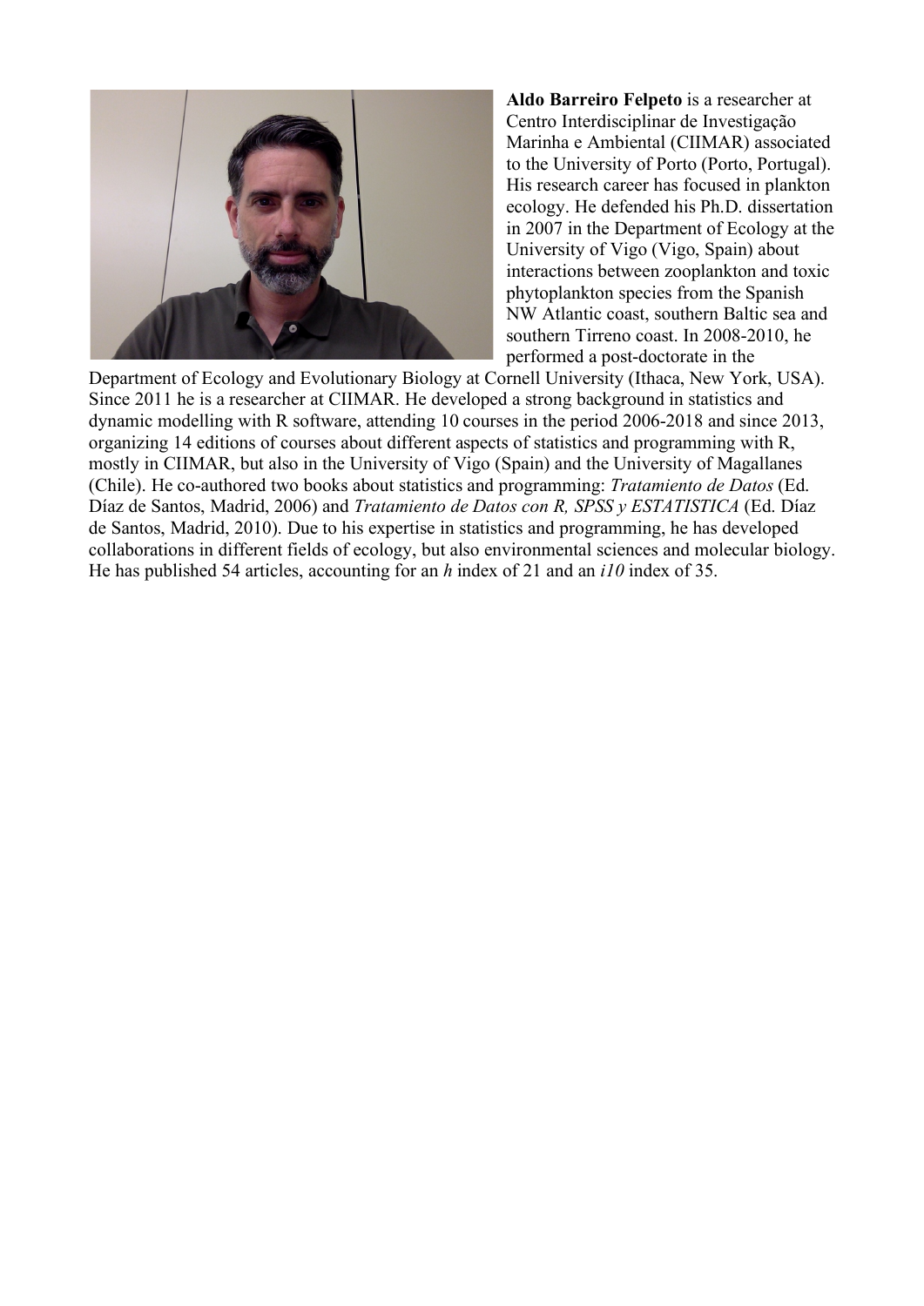**Aldo Barreiro Felpeto** is a researcher at Centro Interdisciplinar de Investigação Marinha e Ambiental (CIIMAR) associated to the University of Porto (Porto, Portugal). His research career has focused in plankton ecology. He defended his Ph.D. dissertation in 2007 in the Department of Ecology at the University of Vigo (Vigo, Spain) about interactions between zooplankton and toxic phytoplankton species from the Spanish NW Atlantic coast, southern Baltic sea and southern Tirreno coast. In 2008-2010, he performed a post-doctorate in the Department of Ecology and Evolutionary Biology at Cornell University (Ithaca, New York, USA). Since 2011 he is a researcher at CIIMAR. He developed a strong background in statistics and dynamic modelling with R software, attending 10 courses in the period 2006-2018 and since 2013, organizing 14 editions of courses about different aspects of statistics and programming with R, mostly in CIIMAR, but also in the University of Vigo (Spain) and the University of Magallanes (Chile). He co-authored two books about statistics and programming: *Tratamiento de Datos* (Ed. Díaz de Santos, Madrid, 2006) and *Tratamiento de Datos con R, SPSS y ESTATISTICA* (Ed. Díaz de Santos, Madrid, 2010). Due to his expertise in statistics and programming, he has developed collaborations in different fields of ecology, but also environmental sciences and molecular biology. He has published 54 articles, accounting for an *h* index of 21 and an *i10* index of 35.